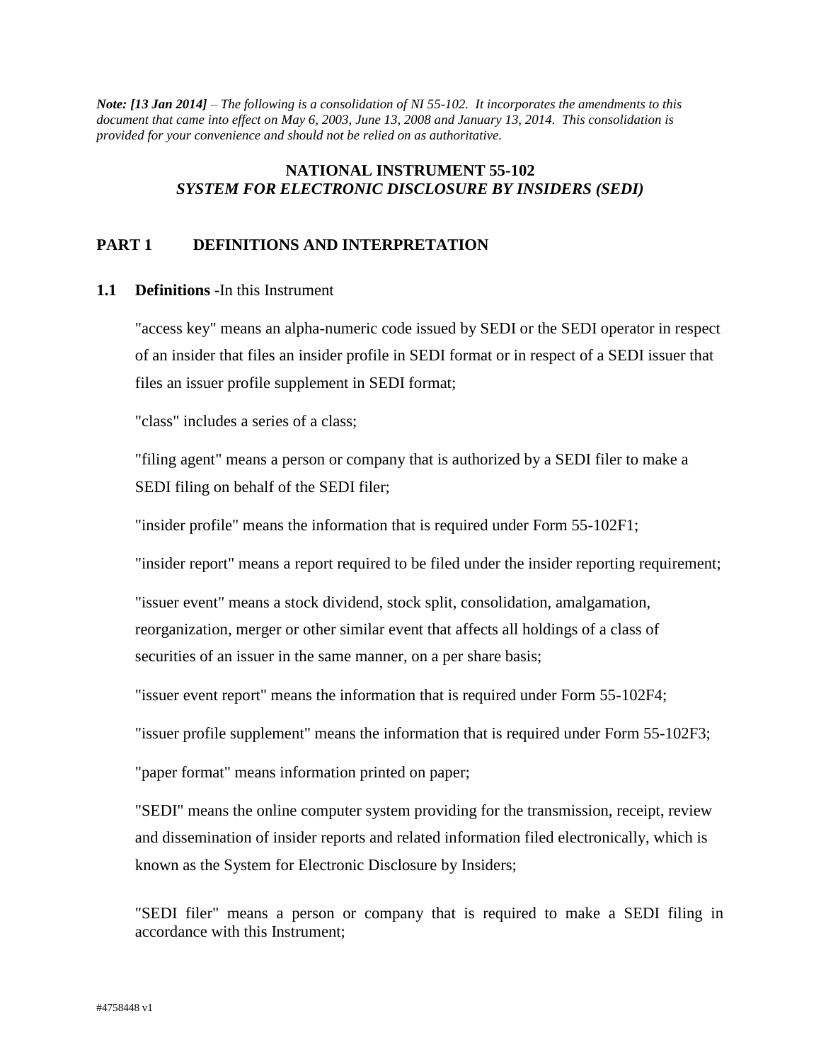***Note: [13 Jan 2014]*** *– The following is a consolidation of NI 55-102. It incorporates the amendments to this document that came into effect on May 6, 2003, June 13, 2008 and January 13, 2014. This consolidation is provided for your convenience and should not be relied on as authoritative.*

# NATIONAL INSTRUMENT 55-102
## *SYSTEM FOR ELECTRONIC DISCLOSURE BY INSIDERS (SEDI)*

## PART 1 DEFINITIONS AND INTERPRETATION

**1.1 Definitions** -In this Instrument

"access key" means an alpha-numeric code issued by SEDI or the SEDI operator in respect of an insider that files an insider profile in SEDI format or in respect of a SEDI issuer that files an issuer profile supplement in SEDI format;

"class" includes a series of a class;

"filing agent" means a person or company that is authorized by a SEDI filer to make a SEDI filing on behalf of the SEDI filer;

"insider profile" means the information that is required under Form 55-102F1;

"insider report" means a report required to be filed under the insider reporting requirement;

"issuer event" means a stock dividend, stock split, consolidation, amalgamation, reorganization, merger or other similar event that affects all holdings of a class of securities of an issuer in the same manner, on a per share basis;

"issuer event report" means the information that is required under Form 55-102F4;

"issuer profile supplement" means the information that is required under Form 55-102F3;

"paper format" means information printed on paper;

"SEDI" means the online computer system providing for the transmission, receipt, review and dissemination of insider reports and related information filed electronically, which is known as the System for Electronic Disclosure by Insiders;

"SEDI filer" means a person or company that is required to make a SEDI filing in accordance with this Instrument;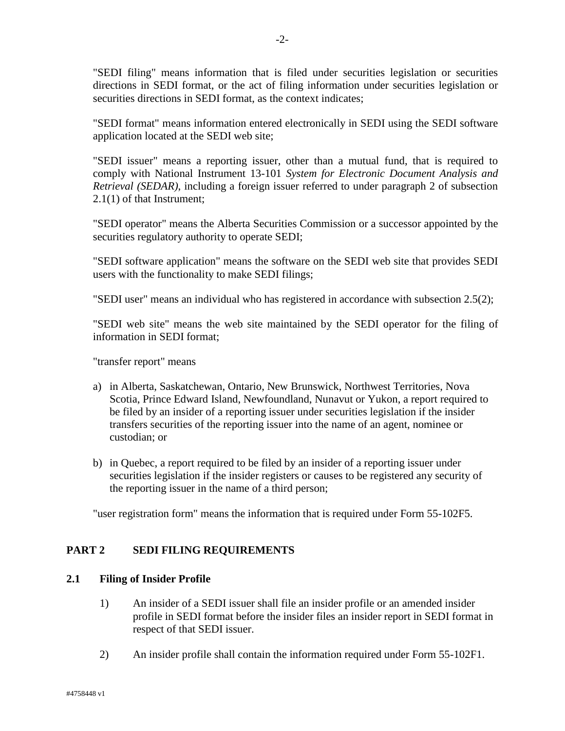"SEDI filing" means information that is filed under securities legislation or securities directions in SEDI format, or the act of filing information under securities legislation or securities directions in SEDI format, as the context indicates;

"SEDI format" means information entered electronically in SEDI using the SEDI software application located at the SEDI web site;

"SEDI issuer" means a reporting issuer, other than a mutual fund, that is required to comply with National Instrument 13-101 *System for Electronic Document Analysis and Retrieval (SEDAR)*, including a foreign issuer referred to under paragraph 2 of subsection 2.1(1) of that Instrument;

"SEDI operator" means the Alberta Securities Commission or a successor appointed by the securities regulatory authority to operate SEDI;

"SEDI software application" means the software on the SEDI web site that provides SEDI users with the functionality to make SEDI filings;

"SEDI user" means an individual who has registered in accordance with subsection 2.5(2);

"SEDI web site" means the web site maintained by the SEDI operator for the filing of information in SEDI format;

"transfer report" means

a) in Alberta, Saskatchewan, Ontario, New Brunswick, Northwest Territories, Nova Scotia, Prince Edward Island, Newfoundland, Nunavut or Yukon, a report required to be filed by an insider of a reporting issuer under securities legislation if the insider transfers securities of the reporting issuer into the name of an agent, nominee or custodian; or

b) in Quebec, a report required to be filed by an insider of a reporting issuer under securities legislation if the insider registers or causes to be registered any security of the reporting issuer in the name of a third person;

"user registration form" means the information that is required under Form 55-102F5.

## PART 2 SEDI FILING REQUIREMENTS

### 2.1 Filing of Insider Profile

1) An insider of a SEDI issuer shall file an insider profile or an amended insider profile in SEDI format before the insider files an insider report in SEDI format in respect of that SEDI issuer.

2) An insider profile shall contain the information required under Form 55-102F1.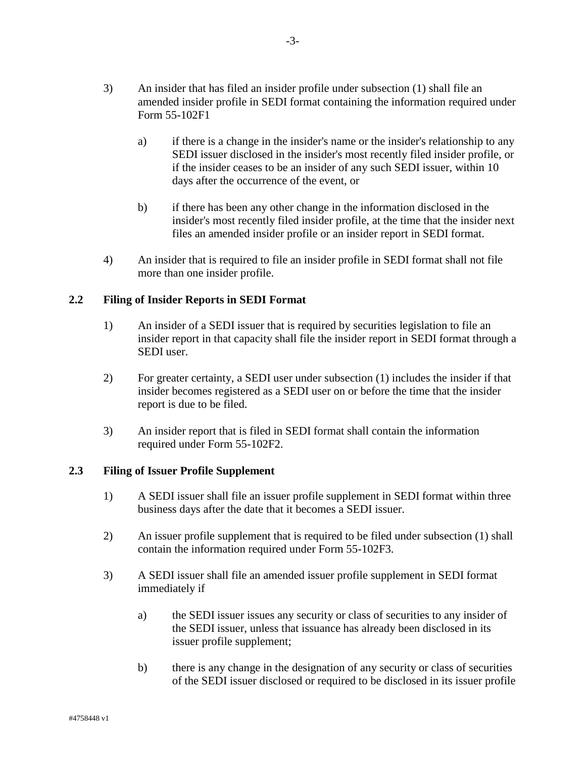3) An insider that has filed an insider profile under subsection (1) shall file an amended insider profile in SEDI format containing the information required under Form 55-102F1

   a) if there is a change in the insider's name or the insider's relationship to any SEDI issuer disclosed in the insider's most recently filed insider profile, or if the insider ceases to be an insider of any such SEDI issuer, within 10 days after the occurrence of the event, or

   b) if there has been any other change in the information disclosed in the insider's most recently filed insider profile, at the time that the insider next files an amended insider profile or an insider report in SEDI format.

4) An insider that is required to file an insider profile in SEDI format shall not file more than one insider profile.

### 2.2 Filing of Insider Reports in SEDI Format

1) An insider of a SEDI issuer that is required by securities legislation to file an insider report in that capacity shall file the insider report in SEDI format through a SEDI user.

2) For greater certainty, a SEDI user under subsection (1) includes the insider if that insider becomes registered as a SEDI user on or before the time that the insider report is due to be filed.

3) An insider report that is filed in SEDI format shall contain the information required under Form 55-102F2.

### 2.3 Filing of Issuer Profile Supplement

1) A SEDI issuer shall file an issuer profile supplement in SEDI format within three business days after the date that it becomes a SEDI issuer.

2) An issuer profile supplement that is required to be filed under subsection (1) shall contain the information required under Form 55-102F3.

3) A SEDI issuer shall file an amended issuer profile supplement in SEDI format immediately if

   a) the SEDI issuer issues any security or class of securities to any insider of the SEDI issuer, unless that issuance has already been disclosed in its issuer profile supplement;

   b) there is any change in the designation of any security or class of securities of the SEDI issuer disclosed or required to be disclosed in its issuer profile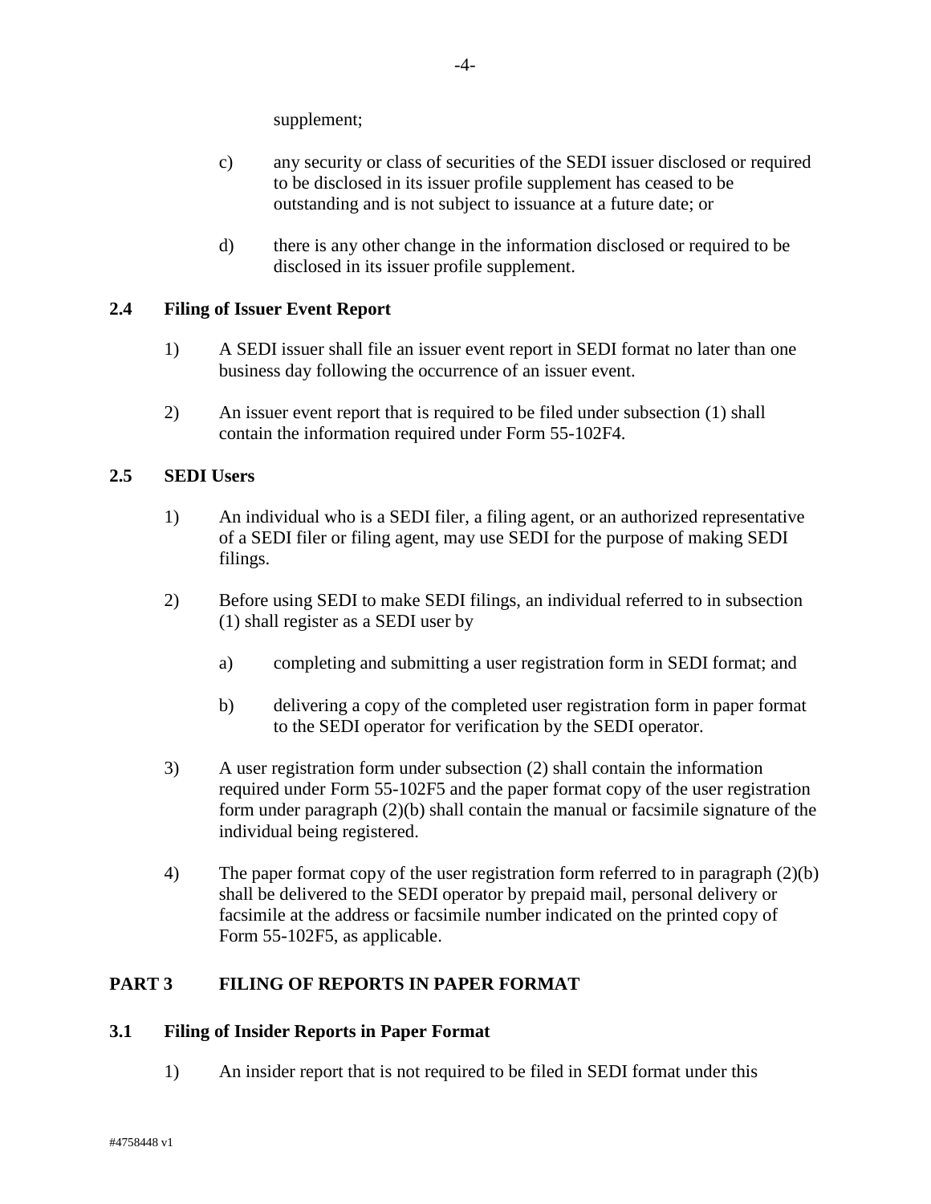supplement;

c) any security or class of securities of the SEDI issuer disclosed or required to be disclosed in its issuer profile supplement has ceased to be outstanding and is not subject to issuance at a future date; or

d) there is any other change in the information disclosed or required to be disclosed in its issuer profile supplement.

### 2.4 Filing of Issuer Event Report

1) A SEDI issuer shall file an issuer event report in SEDI format no later than one business day following the occurrence of an issuer event.

2) An issuer event report that is required to be filed under subsection (1) shall contain the information required under Form 55-102F4.

### 2.5 SEDI Users

1) An individual who is a SEDI filer, a filing agent, or an authorized representative of a SEDI filer or filing agent, may use SEDI for the purpose of making SEDI filings.

2) Before using SEDI to make SEDI filings, an individual referred to in subsection (1) shall register as a SEDI user by

   a) completing and submitting a user registration form in SEDI format; and

   b) delivering a copy of the completed user registration form in paper format to the SEDI operator for verification by the SEDI operator.

3) A user registration form under subsection (2) shall contain the information required under Form 55-102F5 and the paper format copy of the user registration form under paragraph (2)(b) shall contain the manual or facsimile signature of the individual being registered.

4) The paper format copy of the user registration form referred to in paragraph (2)(b) shall be delivered to the SEDI operator by prepaid mail, personal delivery or facsimile at the address or facsimile number indicated on the printed copy of Form 55-102F5, as applicable.

## PART 3 FILING OF REPORTS IN PAPER FORMAT

### 3.1 Filing of Insider Reports in Paper Format

1) An insider report that is not required to be filed in SEDI format under this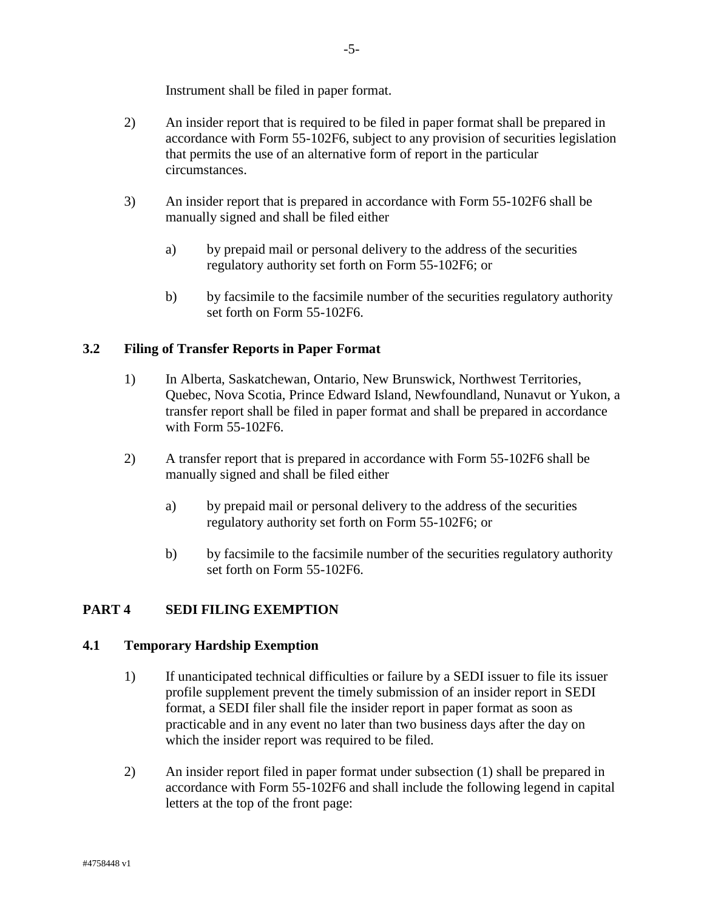Instrument shall be filed in paper format.

2) An insider report that is required to be filed in paper format shall be prepared in accordance with Form 55-102F6, subject to any provision of securities legislation that permits the use of an alternative form of report in the particular circumstances.

3) An insider report that is prepared in accordance with Form 55-102F6 shall be manually signed and shall be filed either

   a) by prepaid mail or personal delivery to the address of the securities regulatory authority set forth on Form 55-102F6; or

   b) by facsimile to the facsimile number of the securities regulatory authority set forth on Form 55-102F6.

### 3.2 Filing of Transfer Reports in Paper Format

1) In Alberta, Saskatchewan, Ontario, New Brunswick, Northwest Territories, Quebec, Nova Scotia, Prince Edward Island, Newfoundland, Nunavut or Yukon, a transfer report shall be filed in paper format and shall be prepared in accordance with Form 55-102F6.

2) A transfer report that is prepared in accordance with Form 55-102F6 shall be manually signed and shall be filed either

   a) by prepaid mail or personal delivery to the address of the securities regulatory authority set forth on Form 55-102F6; or

   b) by facsimile to the facsimile number of the securities regulatory authority set forth on Form 55-102F6.

## PART 4 SEDI FILING EXEMPTION

### 4.1 Temporary Hardship Exemption

1) If unanticipated technical difficulties or failure by a SEDI issuer to file its issuer profile supplement prevent the timely submission of an insider report in SEDI format, a SEDI filer shall file the insider report in paper format as soon as practicable and in any event no later than two business days after the day on which the insider report was required to be filed.

2) An insider report filed in paper format under subsection (1) shall be prepared in accordance with Form 55-102F6 and shall include the following legend in capital letters at the top of the front page: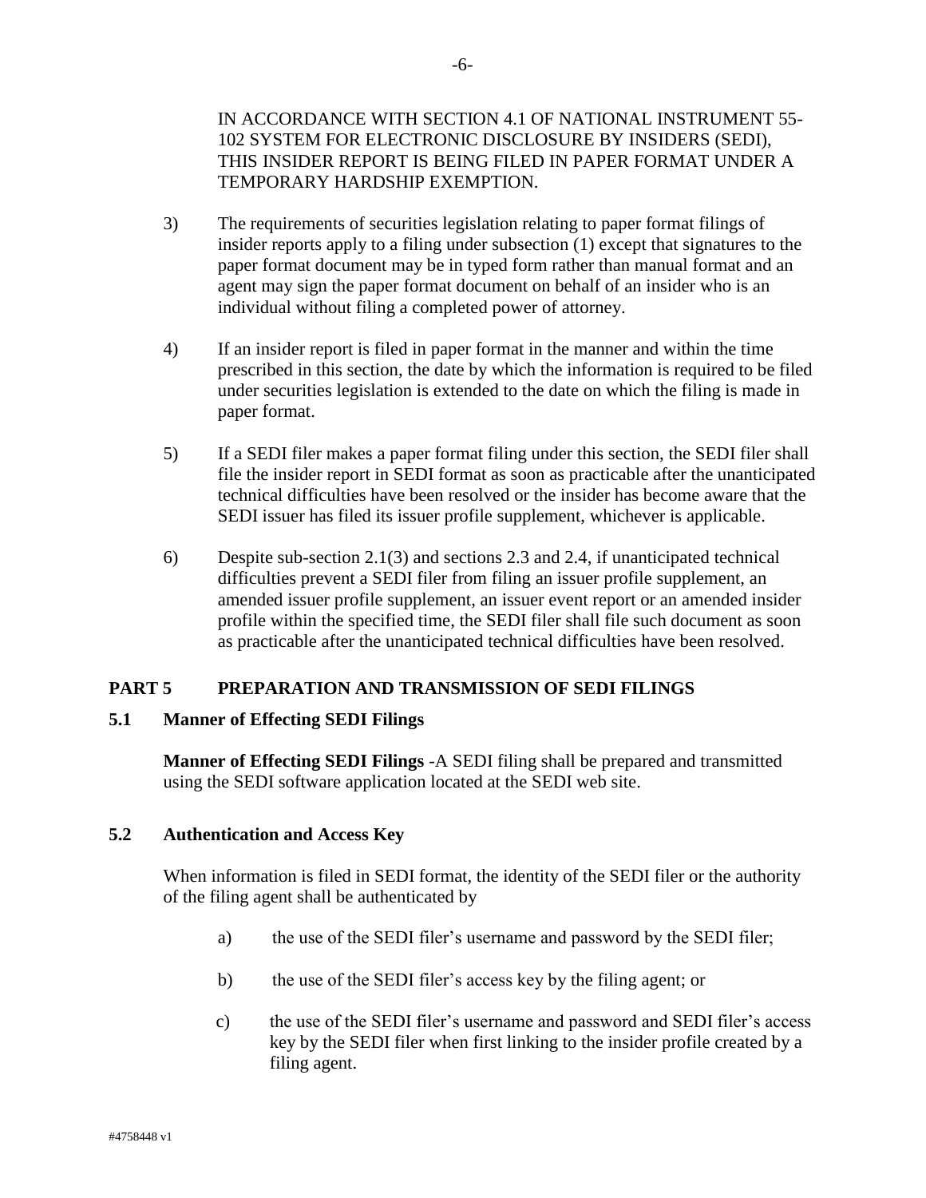IN ACCORDANCE WITH SECTION 4.1 OF NATIONAL INSTRUMENT 55-102 SYSTEM FOR ELECTRONIC DISCLOSURE BY INSIDERS (SEDI), THIS INSIDER REPORT IS BEING FILED IN PAPER FORMAT UNDER A TEMPORARY HARDSHIP EXEMPTION.

3) The requirements of securities legislation relating to paper format filings of insider reports apply to a filing under subsection (1) except that signatures to the paper format document may be in typed form rather than manual format and an agent may sign the paper format document on behalf of an insider who is an individual without filing a completed power of attorney.

4) If an insider report is filed in paper format in the manner and within the time prescribed in this section, the date by which the information is required to be filed under securities legislation is extended to the date on which the filing is made in paper format.

5) If a SEDI filer makes a paper format filing under this section, the SEDI filer shall file the insider report in SEDI format as soon as practicable after the unanticipated technical difficulties have been resolved or the insider has become aware that the SEDI issuer has filed its issuer profile supplement, whichever is applicable.

6) Despite sub-section 2.1(3) and sections 2.3 and 2.4, if unanticipated technical difficulties prevent a SEDI filer from filing an issuer profile supplement, an amended issuer profile supplement, an issuer event report or an amended insider profile within the specified time, the SEDI filer shall file such document as soon as practicable after the unanticipated technical difficulties have been resolved.

## PART 5 PREPARATION AND TRANSMISSION OF SEDI FILINGS

### 5.1 Manner of Effecting SEDI Filings

**Manner of Effecting SEDI Filings** -A SEDI filing shall be prepared and transmitted using the SEDI software application located at the SEDI web site.

### 5.2 Authentication and Access Key

When information is filed in SEDI format, the identity of the SEDI filer or the authority of the filing agent shall be authenticated by

a) the use of the SEDI filer's username and password by the SEDI filer;

b) the use of the SEDI filer's access key by the filing agent; or

c) the use of the SEDI filer's username and password and SEDI filer's access key by the SEDI filer when first linking to the insider profile created by a filing agent.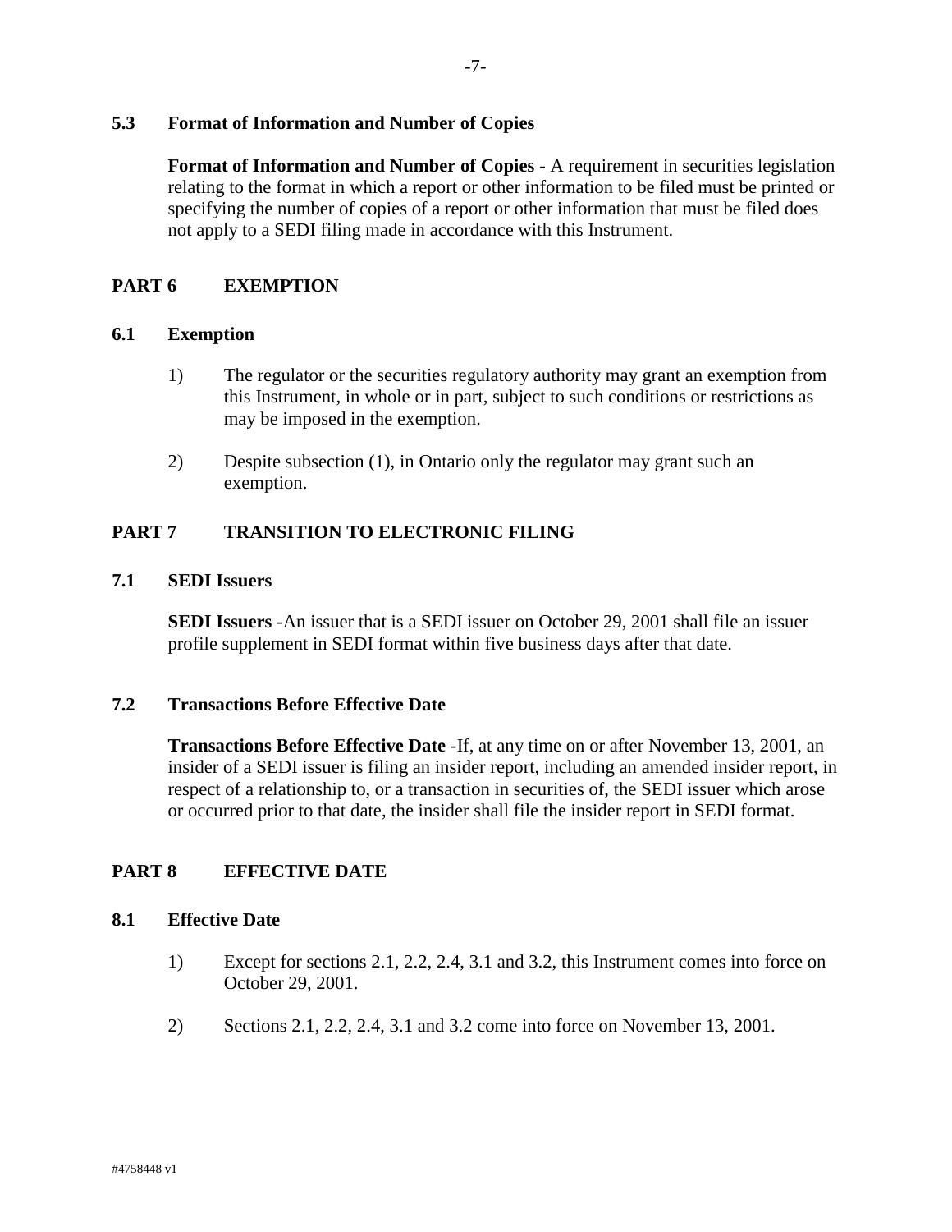### 5.3 Format of Information and Number of Copies

**Format of Information and Number of Copies** - A requirement in securities legislation relating to the format in which a report or other information to be filed must be printed or specifying the number of copies of a report or other information that must be filed does not apply to a SEDI filing made in accordance with this Instrument.

## PART 6 EXEMPTION

### 6.1 Exemption

1) The regulator or the securities regulatory authority may grant an exemption from this Instrument, in whole or in part, subject to such conditions or restrictions as may be imposed in the exemption.

2) Despite subsection (1), in Ontario only the regulator may grant such an exemption.

## PART 7 TRANSITION TO ELECTRONIC FILING

### 7.1 SEDI Issuers

**SEDI Issuers** -An issuer that is a SEDI issuer on October 29, 2001 shall file an issuer profile supplement in SEDI format within five business days after that date.

### 7.2 Transactions Before Effective Date

**Transactions Before Effective Date** -If, at any time on or after November 13, 2001, an insider of a SEDI issuer is filing an insider report, including an amended insider report, in respect of a relationship to, or a transaction in securities of, the SEDI issuer which arose or occurred prior to that date, the insider shall file the insider report in SEDI format.

## PART 8 EFFECTIVE DATE

### 8.1 Effective Date

1) Except for sections 2.1, 2.2, 2.4, 3.1 and 3.2, this Instrument comes into force on October 29, 2001.

2) Sections 2.1, 2.2, 2.4, 3.1 and 3.2 come into force on November 13, 2001.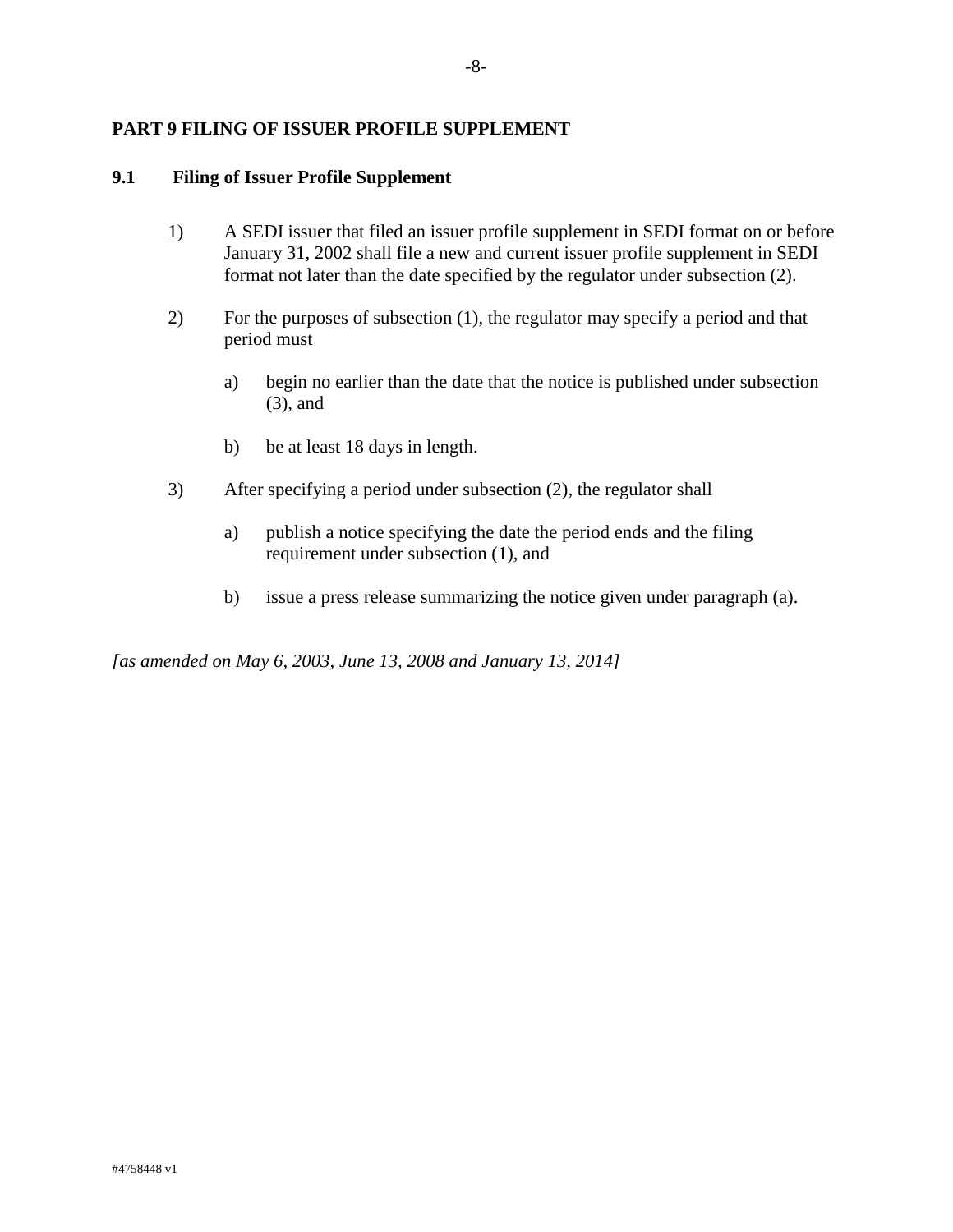## PART 9 FILING OF ISSUER PROFILE SUPPLEMENT

### 9.1 Filing of Issuer Profile Supplement

1) A SEDI issuer that filed an issuer profile supplement in SEDI format on or before January 31, 2002 shall file a new and current issuer profile supplement in SEDI format not later than the date specified by the regulator under subsection (2).

2) For the purposes of subsection (1), the regulator may specify a period and that period must

   a) begin no earlier than the date that the notice is published under subsection (3), and

   b) be at least 18 days in length.

3) After specifying a period under subsection (2), the regulator shall

   a) publish a notice specifying the date the period ends and the filing requirement under subsection (1), and

   b) issue a press release summarizing the notice given under paragraph (a).

*[as amended on May 6, 2003, June 13, 2008 and January 13, 2014]*

#4758448 v1